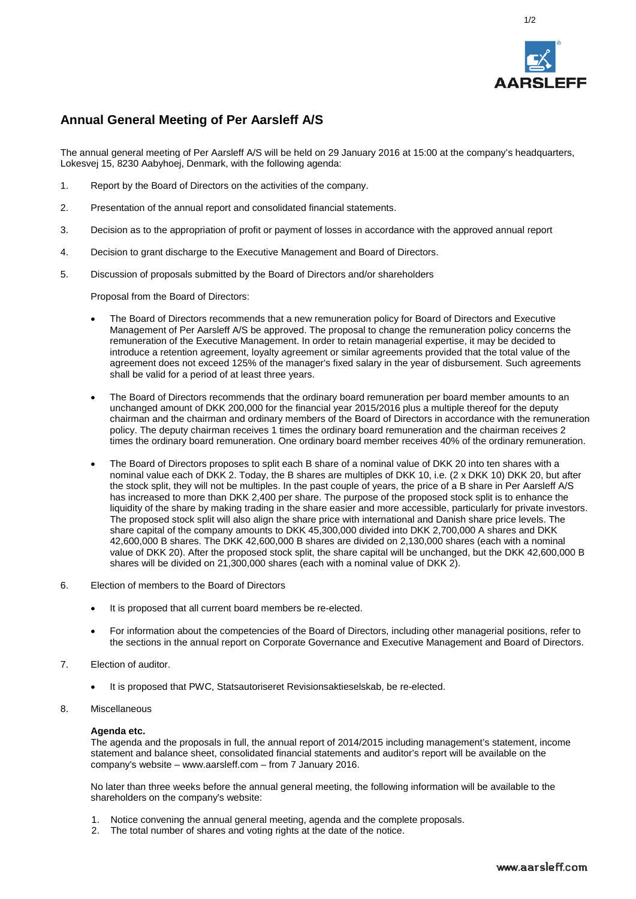# Annual General Meeting of Per Aarsleff A/S

The annual general meeting of Per Aarsleff A/S will be held on 29 January 2016 at 15:00 at the company's headquarters, Lokesvej 15, 8230 Aabyhoej, Denmark, with the following agenda:

1. Report by the Board of Directors on the activities of the company.

2. Presentation of the annual report and consolidated financial statements.

3. Decision as to the appropriation of profit or payment of losses in accordance with the approved annual report

4. Decision to grant discharge to the Executive Management and Board of Directors.

5. Discussion of proposals submitted by the Board of Directors and/or shareholders

   Proposal from the Board of Directors:

   - The Board of Directors recommends that a new remuneration policy for Board of Directors and Executive Management of Per Aarsleff A/S be approved. The proposal to change the remuneration policy concerns the remuneration of the Executive Management. In order to retain managerial expertise, it may be decided to introduce a retention agreement, loyalty agreement or similar agreements provided that the total value of the agreement does not exceed 125% of the manager's fixed salary in the year of disbursement. Such agreements shall be valid for a period of at least three years.

   - The Board of Directors recommends that the ordinary board remuneration per board member amounts to an unchanged amount of DKK 200,000 for the financial year 2015/2016 plus a multiple thereof for the deputy chairman and the chairman and ordinary members of the Board of Directors in accordance with the remuneration policy. The deputy chairman receives 1 times the ordinary board remuneration and the chairman receives 2 times the ordinary board remuneration. One ordinary board member receives 40% of the ordinary remuneration.

   - The Board of Directors proposes to split each B share of a nominal value of DKK 20 into ten shares with a nominal value each of DKK 2. Today, the B shares are multiples of DKK 10, i.e. (2 x DKK 10) DKK 20, but after the stock split, they will not be multiples. In the past couple of years, the price of a B share in Per Aarsleff A/S has increased to more than DKK 2,400 per share. The purpose of the proposed stock split is to enhance the liquidity of the share by making trading in the share easier and more accessible, particularly for private investors. The proposed stock split will also align the share price with international and Danish share price levels. The share capital of the company amounts to DKK 45,300,000 divided into DKK 2,700,000 A shares and DKK 42,600,000 B shares. The DKK 42,600,000 B shares are divided on 2,130,000 shares (each with a nominal value of DKK 20). After the proposed stock split, the share capital will be unchanged, but the DKK 42,600,000 B shares will be divided on 21,300,000 shares (each with a nominal value of DKK 2).

6. Election of members to the Board of Directors

   - It is proposed that all current board members be re-elected.

   - For information about the competencies of the Board of Directors, including other managerial positions, refer to the sections in the annual report on Corporate Governance and Executive Management and Board of Directors.

7. Election of auditor.

   - It is proposed that PWC, Statsautoriseret Revisionsaktieselskab, be re-elected.

8. Miscellaneous

   **Agenda etc.**
   The agenda and the proposals in full, the annual report of 2014/2015 including management's statement, income statement and balance sheet, consolidated financial statements and auditor's report will be available on the company's website – www.aarsleff.com – from 7 January 2016.

   No later than three weeks before the annual general meeting, the following information will be available to the shareholders on the company's website:

   1. Notice convening the annual general meeting, agenda and the complete proposals.
   2. The total number of shares and voting rights at the date of the notice.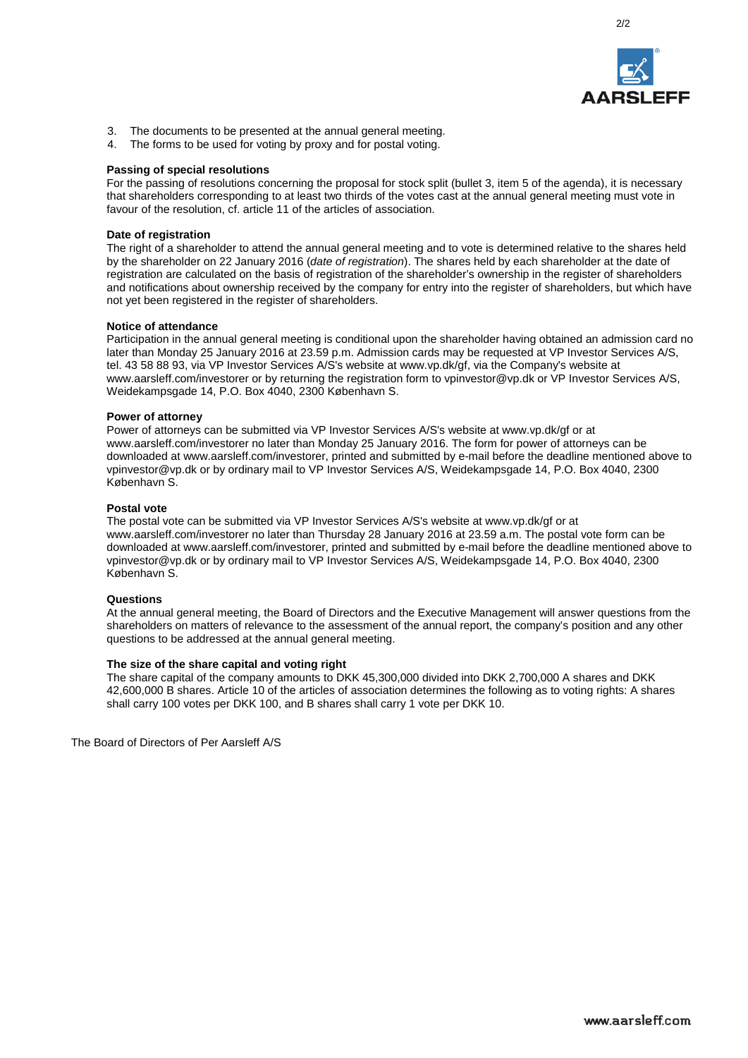3. The documents to be presented at the annual general meeting.
4. The forms to be used for voting by proxy and for postal voting.

**Passing of special resolutions**

For the passing of resolutions concerning the proposal for stock split (bullet 3, item 5 of the agenda), it is necessary that shareholders corresponding to at least two thirds of the votes cast at the annual general meeting must vote in favour of the resolution, cf. article 11 of the articles of association.

**Date of registration**

The right of a shareholder to attend the annual general meeting and to vote is determined relative to the shares held by the shareholder on 22 January 2016 (*date of registration*). The shares held by each shareholder at the date of registration are calculated on the basis of registration of the shareholder's ownership in the register of shareholders and notifications about ownership received by the company for entry into the register of shareholders, but which have not yet been registered in the register of shareholders.

**Notice of attendance**

Participation in the annual general meeting is conditional upon the shareholder having obtained an admission card no later than Monday 25 January 2016 at 23.59 p.m. Admission cards may be requested at VP Investor Services A/S, tel. 43 58 88 93, via VP Investor Services A/S's website at www.vp.dk/gf, via the Company's website at www.aarsleff.com/investorer or by returning the registration form to vpinvestor@vp.dk or VP Investor Services A/S, Weidekampsgade 14, P.O. Box 4040, 2300 København S.

**Power of attorney**

Power of attorneys can be submitted via VP Investor Services A/S's website at www.vp.dk/gf or at www.aarsleff.com/investorer no later than Monday 25 January 2016. The form for power of attorneys can be downloaded at www.aarsleff.com/investorer, printed and submitted by e-mail before the deadline mentioned above to vpinvestor@vp.dk or by ordinary mail to VP Investor Services A/S, Weidekampsgade 14, P.O. Box 4040, 2300 København S.

**Postal vote**

The postal vote can be submitted via VP Investor Services A/S's website at www.vp.dk/gf or at www.aarsleff.com/investorer no later than Thursday 28 January 2016 at 23.59 a.m. The postal vote form can be downloaded at www.aarsleff.com/investorer, printed and submitted by e-mail before the deadline mentioned above to vpinvestor@vp.dk or by ordinary mail to VP Investor Services A/S, Weidekampsgade 14, P.O. Box 4040, 2300 København S.

**Questions**

At the annual general meeting, the Board of Directors and the Executive Management will answer questions from the shareholders on matters of relevance to the assessment of the annual report, the company's position and any other questions to be addressed at the annual general meeting.

**The size of the share capital and voting right**

The share capital of the company amounts to DKK 45,300,000 divided into DKK 2,700,000 A shares and DKK 42,600,000 B shares. Article 10 of the articles of association determines the following as to voting rights: A shares shall carry 100 votes per DKK 100, and B shares shall carry 1 vote per DKK 10.

The Board of Directors of Per Aarsleff A/S